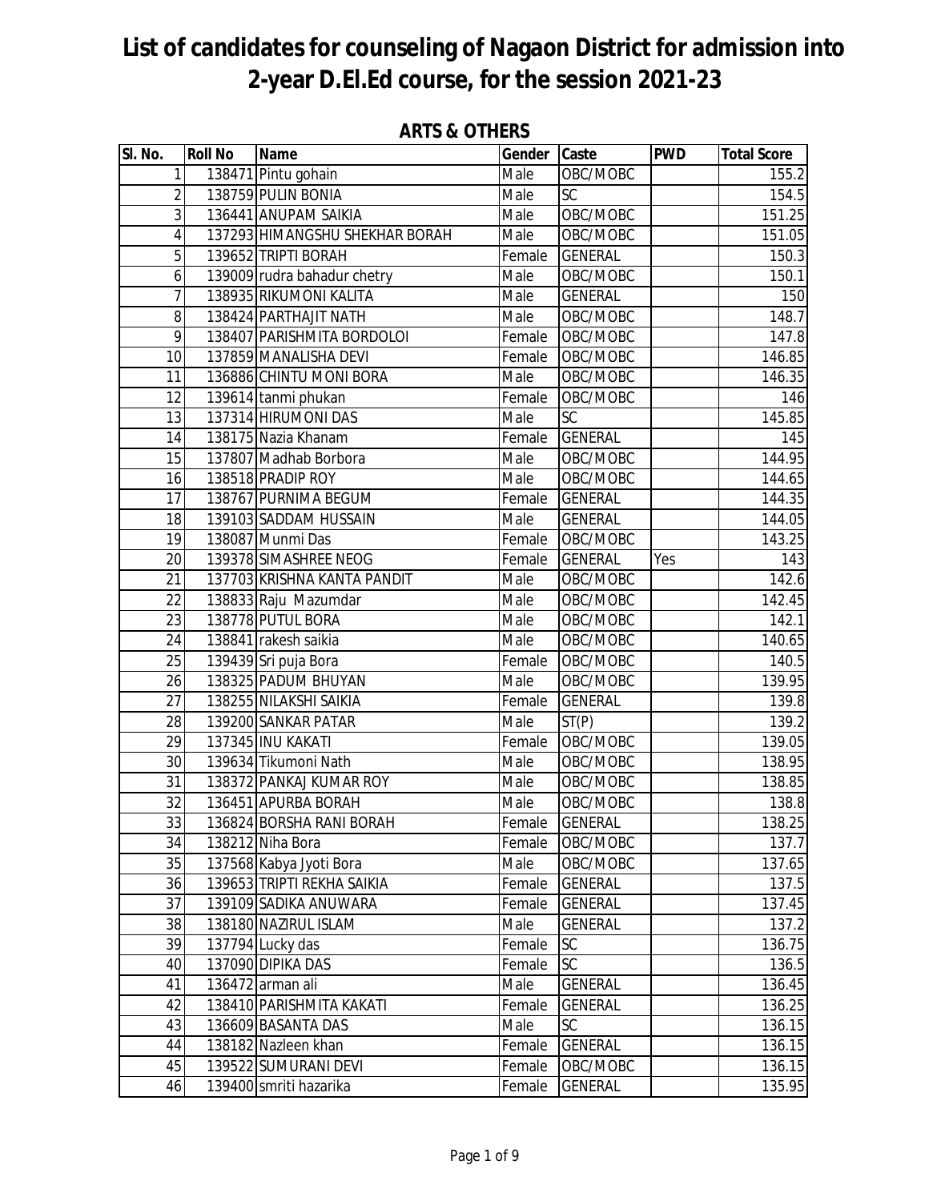# List of candidates for counseling of Nagaon District for admission into 2-year D.El.Ed course, for the session 2021-23

## ARTS & OTHERS

| Sl. No. | Roll No | Name | Gender | Caste | PWD | Total Score |
|---|---|---|---|---|---|---|
| 1 | 138471 | Pintu gohain | Male | OBC/MOBC | | 155.2 |
| 2 | 138759 | PULIN BONIA | Male | SC | | 154.5 |
| 3 | 136441 | ANUPAM SAIKIA | Male | OBC/MOBC | | 151.25 |
| 4 | 137293 | HIMANGSHU SHEKHAR BORAH | Male | OBC/MOBC | | 151.05 |
| 5 | 139652 | TRIPTI BORAH | Female | GENERAL | | 150.3 |
| 6 | 139009 | rudra bahadur chetry | Male | OBC/MOBC | | 150.1 |
| 7 | 138935 | RIKUMONI KALITA | Male | GENERAL | | 150 |
| 8 | 138424 | PARTHAJIT NATH | Male | OBC/MOBC | | 148.7 |
| 9 | 138407 | PARISHMITA BORDOLOI | Female | OBC/MOBC | | 147.8 |
| 10 | 137859 | MANALISHA DEVI | Female | OBC/MOBC | | 146.85 |
| 11 | 136886 | CHINTU MONI BORA | Male | OBC/MOBC | | 146.35 |
| 12 | 139614 | tanmi phukan | Female | OBC/MOBC | | 146 |
| 13 | 137314 | HIRUMONI DAS | Male | SC | | 145.85 |
| 14 | 138175 | Nazia Khanam | Female | GENERAL | | 145 |
| 15 | 137807 | Madhab Borbora | Male | OBC/MOBC | | 144.95 |
| 16 | 138518 | PRADIP ROY | Male | OBC/MOBC | | 144.65 |
| 17 | 138767 | PURNIMA BEGUM | Female | GENERAL | | 144.35 |
| 18 | 139103 | SADDAM HUSSAIN | Male | GENERAL | | 144.05 |
| 19 | 138087 | Munmi Das | Female | OBC/MOBC | | 143.25 |
| 20 | 139378 | SIMASHREE NEOG | Female | GENERAL | Yes | 143 |
| 21 | 137703 | KRISHNA KANTA PANDIT | Male | OBC/MOBC | | 142.6 |
| 22 | 138833 | Raju Mazumdar | Male | OBC/MOBC | | 142.45 |
| 23 | 138778 | PUTUL BORA | Male | OBC/MOBC | | 142.1 |
| 24 | 138841 | rakesh saikia | Male | OBC/MOBC | | 140.65 |
| 25 | 139439 | Sri puja Bora | Female | OBC/MOBC | | 140.5 |
| 26 | 138325 | PADUM BHUYAN | Male | OBC/MOBC | | 139.95 |
| 27 | 138255 | NILAKSHI SAIKIA | Female | GENERAL | | 139.8 |
| 28 | 139200 | SANKAR PATAR | Male | ST(P) | | 139.2 |
| 29 | 137345 | INU KAKATI | Female | OBC/MOBC | | 139.05 |
| 30 | 139634 | Tikumoni Nath | Male | OBC/MOBC | | 138.95 |
| 31 | 138372 | PANKAJ KUMAR ROY | Male | OBC/MOBC | | 138.85 |
| 32 | 136451 | APURBA BORAH | Male | OBC/MOBC | | 138.8 |
| 33 | 136824 | BORSHA RANI BORAH | Female | GENERAL | | 138.25 |
| 34 | 138212 | Niha Bora | Female | OBC/MOBC | | 137.7 |
| 35 | 137568 | Kabya Jyoti Bora | Male | OBC/MOBC | | 137.65 |
| 36 | 139653 | TRIPTI REKHA SAIKIA | Female | GENERAL | | 137.5 |
| 37 | 139109 | SADIKA ANUWARA | Female | GENERAL | | 137.45 |
| 38 | 138180 | NAZIRUL ISLAM | Male | GENERAL | | 137.2 |
| 39 | 137794 | Lucky das | Female | SC | | 136.75 |
| 40 | 137090 | DIPIKA DAS | Female | SC | | 136.5 |
| 41 | 136472 | arman ali | Male | GENERAL | | 136.45 |
| 42 | 138410 | PARISHMITA KAKATI | Female | GENERAL | | 136.25 |
| 43 | 136609 | BASANTA DAS | Male | SC | | 136.15 |
| 44 | 138182 | Nazleen khan | Female | GENERAL | | 136.15 |
| 45 | 139522 | SUMURANI DEVI | Female | OBC/MOBC | | 136.15 |
| 46 | 139400 | smriti hazarika | Female | GENERAL | | 135.95 |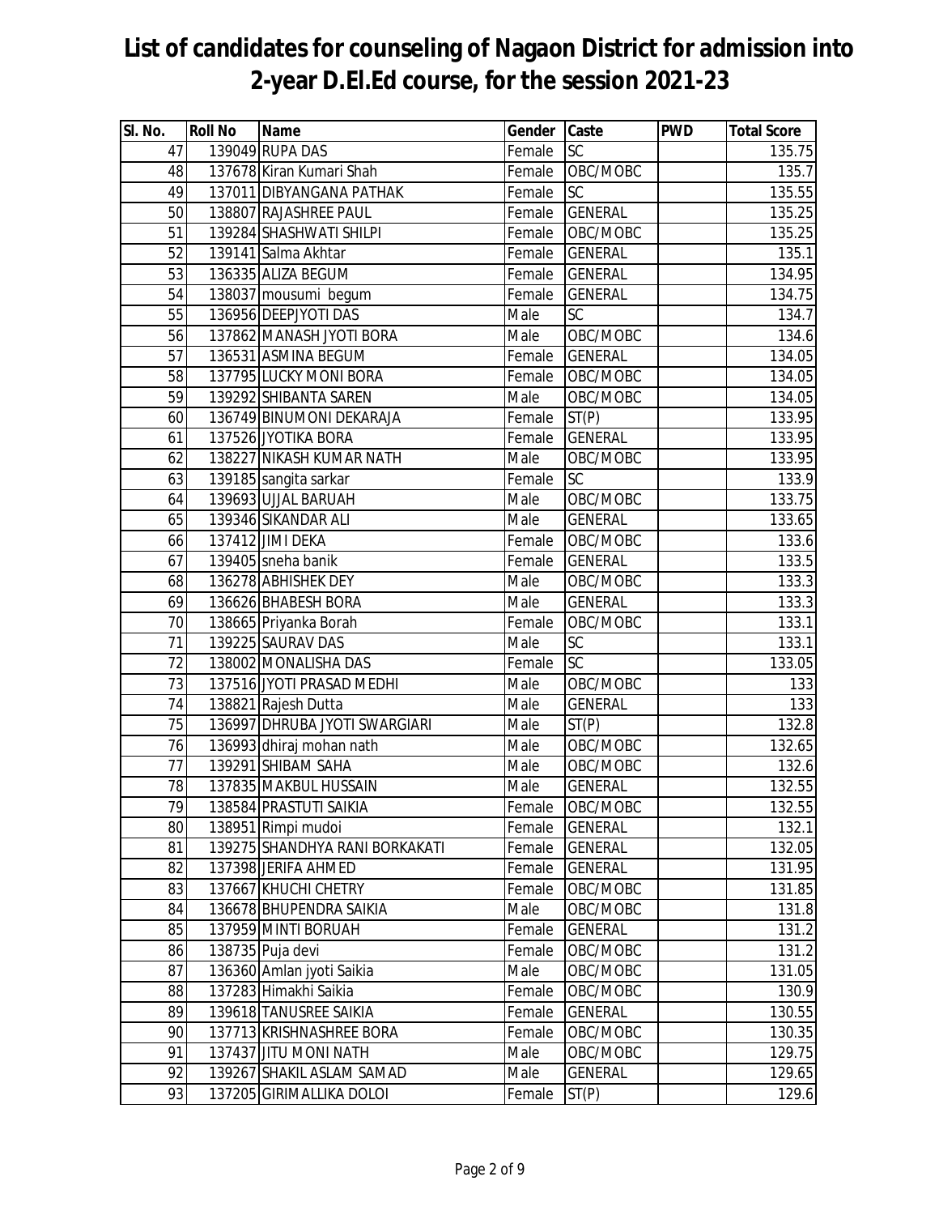# List of candidates for counseling of Nagaon District for admission into 2-year D.El.Ed course, for the session 2021-23

| Sl. No. | Roll No | Name | Gender | Caste | PWD | Total Score |
|---|---|---|---|---|---|---|
| 47 | 139049 | RUPA DAS | Female | SC | | 135.75 |
| 48 | 137678 | Kiran Kumari Shah | Female | OBC/MOBC | | 135.7 |
| 49 | 137011 | DIBYANGANA PATHAK | Female | SC | | 135.55 |
| 50 | 138807 | RAJASHREE PAUL | Female | GENERAL | | 135.25 |
| 51 | 139284 | SHASHWATI SHILPI | Female | OBC/MOBC | | 135.25 |
| 52 | 139141 | Salma Akhtar | Female | GENERAL | | 135.1 |
| 53 | 136335 | ALIZA BEGUM | Female | GENERAL | | 134.95 |
| 54 | 138037 | mousumi begum | Female | GENERAL | | 134.75 |
| 55 | 136956 | DEEPJYOTI DAS | Male | SC | | 134.7 |
| 56 | 137862 | MANASH JYOTI BORA | Male | OBC/MOBC | | 134.6 |
| 57 | 136531 | ASMINA BEGUM | Female | GENERAL | | 134.05 |
| 58 | 137795 | LUCKY MONI BORA | Female | OBC/MOBC | | 134.05 |
| 59 | 139292 | SHIBANTA SAREN | Male | OBC/MOBC | | 134.05 |
| 60 | 136749 | BINUMONI DEKARAJA | Female | ST(P) | | 133.95 |
| 61 | 137526 | JYOTIKA BORA | Female | GENERAL | | 133.95 |
| 62 | 138227 | NIKASH KUMAR NATH | Male | OBC/MOBC | | 133.95 |
| 63 | 139185 | sangita sarkar | Female | SC | | 133.9 |
| 64 | 139693 | UJJAL BARUAH | Male | OBC/MOBC | | 133.75 |
| 65 | 139346 | SIKANDAR ALI | Male | GENERAL | | 133.65 |
| 66 | 137412 | JIMI DEKA | Female | OBC/MOBC | | 133.6 |
| 67 | 139405 | sneha banik | Female | GENERAL | | 133.5 |
| 68 | 136278 | ABHISHEK DEY | Male | OBC/MOBC | | 133.3 |
| 69 | 136626 | BHABESH BORA | Male | GENERAL | | 133.3 |
| 70 | 138665 | Priyanka Borah | Female | OBC/MOBC | | 133.1 |
| 71 | 139225 | SAURAV DAS | Male | SC | | 133.1 |
| 72 | 138002 | MONALISHA DAS | Female | SC | | 133.05 |
| 73 | 137516 | JYOTI PRASAD MEDHI | Male | OBC/MOBC | | 133 |
| 74 | 138821 | Rajesh Dutta | Male | GENERAL | | 133 |
| 75 | 136997 | DHRUBA JYOTI SWARGIARI | Male | ST(P) | | 132.8 |
| 76 | 136993 | dhiraj mohan nath | Male | OBC/MOBC | | 132.65 |
| 77 | 139291 | SHIBAM SAHA | Male | OBC/MOBC | | 132.6 |
| 78 | 137835 | MAKBUL HUSSAIN | Male | GENERAL | | 132.55 |
| 79 | 138584 | PRASTUTI SAIKIA | Female | OBC/MOBC | | 132.55 |
| 80 | 138951 | Rimpi mudoi | Female | GENERAL | | 132.1 |
| 81 | 139275 | SHANDHYA RANI BORKAKATI | Female | GENERAL | | 132.05 |
| 82 | 137398 | JERIFA AHMED | Female | GENERAL | | 131.95 |
| 83 | 137667 | KHUCHI CHETRY | Female | OBC/MOBC | | 131.85 |
| 84 | 136678 | BHUPENDRA SAIKIA | Male | OBC/MOBC | | 131.8 |
| 85 | 137959 | MINTI BORUAH | Female | GENERAL | | 131.2 |
| 86 | 138735 | Puja devi | Female | OBC/MOBC | | 131.2 |
| 87 | 136360 | Amlan jyoti Saikia | Male | OBC/MOBC | | 131.05 |
| 88 | 137283 | Himakhi Saikia | Female | OBC/MOBC | | 130.9 |
| 89 | 139618 | TANUSREE SAIKIA | Female | GENERAL | | 130.55 |
| 90 | 137713 | KRISHNASHREE BORA | Female | OBC/MOBC | | 130.35 |
| 91 | 137437 | JITU MONI NATH | Male | OBC/MOBC | | 129.75 |
| 92 | 139267 | SHAKIL ASLAM SAMAD | Male | GENERAL | | 129.65 |
| 93 | 137205 | GIRIMALLIKA DOLOI | Female | ST(P) | | 129.6 |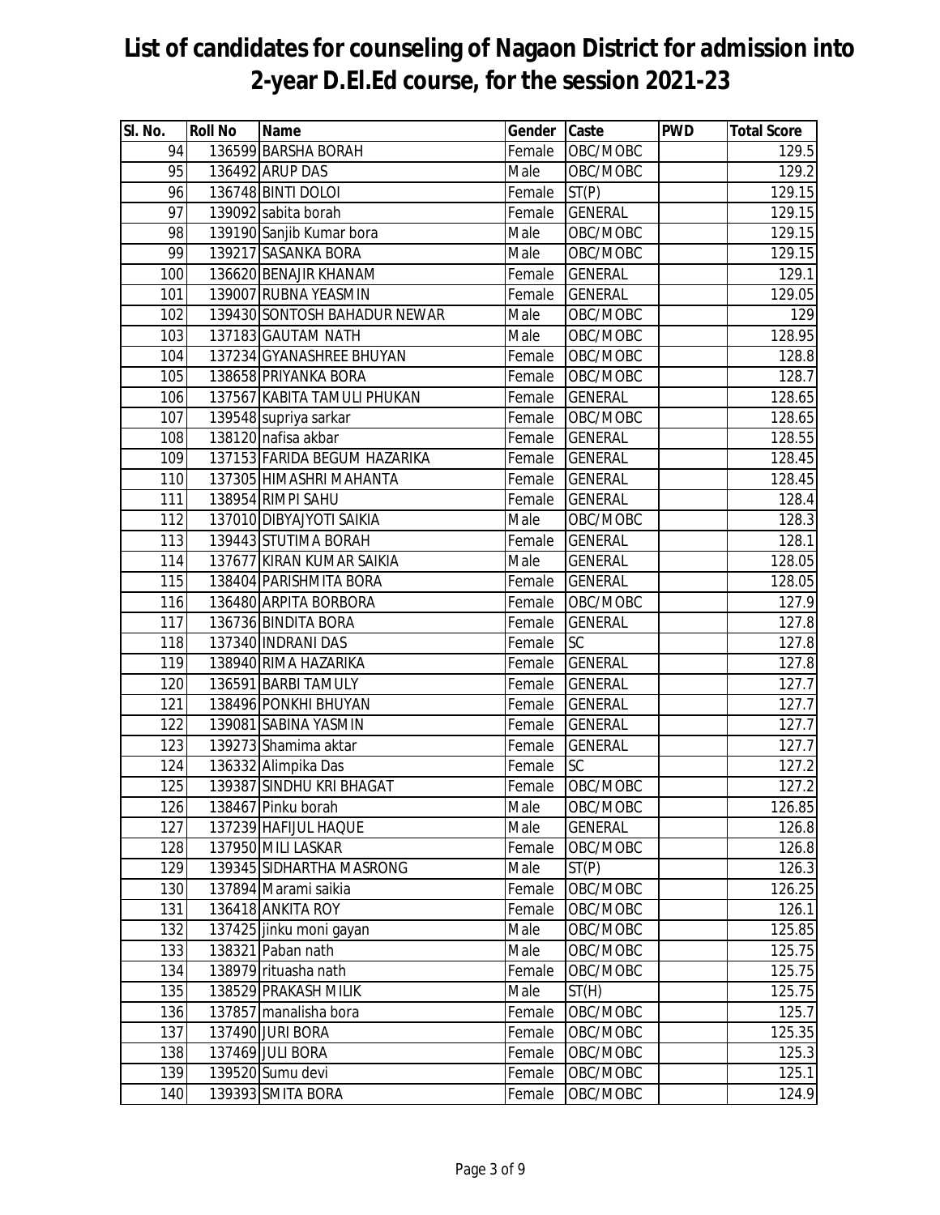# List of candidates for counseling of Nagaon District for admission into 2-year D.El.Ed course, for the session 2021-23

| Sl. No. | Roll No | Name | Gender | Caste | PWD | Total Score |
|---|---|---|---|---|---|---|
| 94 | 136599 | BARSHA BORAH | Female | OBC/MOBC | | 129.5 |
| 95 | 136492 | ARUP DAS | Male | OBC/MOBC | | 129.2 |
| 96 | 136748 | BINTI DOLOI | Female | ST(P) | | 129.15 |
| 97 | 139092 | sabita borah | Female | GENERAL | | 129.15 |
| 98 | 139190 | Sanjib Kumar bora | Male | OBC/MOBC | | 129.15 |
| 99 | 139217 | SASANKA BORA | Male | OBC/MOBC | | 129.15 |
| 100 | 136620 | BENAJIR KHANAM | Female | GENERAL | | 129.1 |
| 101 | 139007 | RUBNA YEASMIN | Female | GENERAL | | 129.05 |
| 102 | 139430 | SONTOSH BAHADUR NEWAR | Male | OBC/MOBC | | 129 |
| 103 | 137183 | GAUTAM NATH | Male | OBC/MOBC | | 128.95 |
| 104 | 137234 | GYANASHREE BHUYAN | Female | OBC/MOBC | | 128.8 |
| 105 | 138658 | PRIYANKA BORA | Female | OBC/MOBC | | 128.7 |
| 106 | 137567 | KABITA TAMULI PHUKAN | Female | GENERAL | | 128.65 |
| 107 | 139548 | supriya sarkar | Female | OBC/MOBC | | 128.65 |
| 108 | 138120 | nafisa akbar | Female | GENERAL | | 128.55 |
| 109 | 137153 | FARIDA BEGUM HAZARIKA | Female | GENERAL | | 128.45 |
| 110 | 137305 | HIMASHRI MAHANTA | Female | GENERAL | | 128.45 |
| 111 | 138954 | RIMPI SAHU | Female | GENERAL | | 128.4 |
| 112 | 137010 | DIBYAJYOTI SAIKIA | Male | OBC/MOBC | | 128.3 |
| 113 | 139443 | STUTIMA BORAH | Female | GENERAL | | 128.1 |
| 114 | 137677 | KIRAN KUMAR SAIKIA | Male | GENERAL | | 128.05 |
| 115 | 138404 | PARISHMITA BORA | Female | GENERAL | | 128.05 |
| 116 | 136480 | ARPITA BORBORA | Female | OBC/MOBC | | 127.9 |
| 117 | 136736 | BINDITA BORA | Female | GENERAL | | 127.8 |
| 118 | 137340 | INDRANI DAS | Female | SC | | 127.8 |
| 119 | 138940 | RIMA HAZARIKA | Female | GENERAL | | 127.8 |
| 120 | 136591 | BARBI TAMULY | Female | GENERAL | | 127.7 |
| 121 | 138496 | PONKHI BHUYAN | Female | GENERAL | | 127.7 |
| 122 | 139081 | SABINA YASMIN | Female | GENERAL | | 127.7 |
| 123 | 139273 | Shamima aktar | Female | GENERAL | | 127.7 |
| 124 | 136332 | Alimpika Das | Female | SC | | 127.2 |
| 125 | 139387 | SINDHU KRI BHAGAT | Female | OBC/MOBC | | 127.2 |
| 126 | 138467 | Pinku borah | Male | OBC/MOBC | | 126.85 |
| 127 | 137239 | HAFIJUL HAQUE | Male | GENERAL | | 126.8 |
| 128 | 137950 | MILI LASKAR | Female | OBC/MOBC | | 126.8 |
| 129 | 139345 | SIDHARTHA MASRONG | Male | ST(P) | | 126.3 |
| 130 | 137894 | Marami saikia | Female | OBC/MOBC | | 126.25 |
| 131 | 136418 | ANKITA ROY | Female | OBC/MOBC | | 126.1 |
| 132 | 137425 | jinku moni gayan | Male | OBC/MOBC | | 125.85 |
| 133 | 138321 | Paban nath | Male | OBC/MOBC | | 125.75 |
| 134 | 138979 | rituasha nath | Female | OBC/MOBC | | 125.75 |
| 135 | 138529 | PRAKASH MILIK | Male | ST(H) | | 125.75 |
| 136 | 137857 | manalisha bora | Female | OBC/MOBC | | 125.7 |
| 137 | 137490 | JURI BORA | Female | OBC/MOBC | | 125.35 |
| 138 | 137469 | JULI BORA | Female | OBC/MOBC | | 125.3 |
| 139 | 139520 | Sumu devi | Female | OBC/MOBC | | 125.1 |
| 140 | 139393 | SMITA BORA | Female | OBC/MOBC | | 124.9 |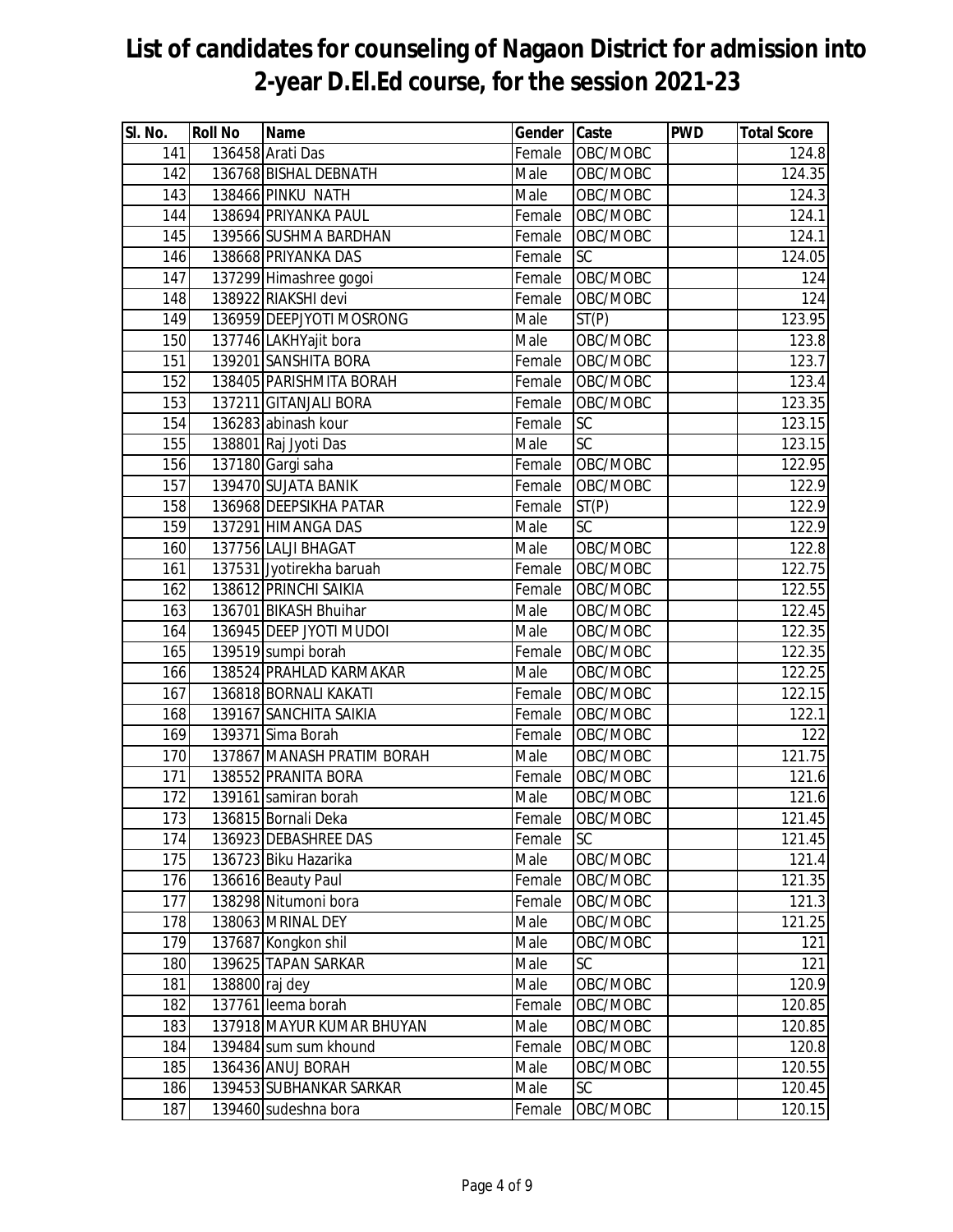# List of candidates for counseling of Nagaon District for admission into 2-year D.El.Ed course, for the session 2021-23

| Sl. No. | Roll No | Name | Gender | Caste | PWD | Total Score |
|---|---|---|---|---|---|---|
| 141 | 136458 | Arati Das | Female | OBC/MOBC | | 124.8 |
| 142 | 136768 | BISHAL DEBNATH | Male | OBC/MOBC | | 124.35 |
| 143 | 138466 | PINKU NATH | Male | OBC/MOBC | | 124.3 |
| 144 | 138694 | PRIYANKA PAUL | Female | OBC/MOBC | | 124.1 |
| 145 | 139566 | SUSHMA BARDHAN | Female | OBC/MOBC | | 124.1 |
| 146 | 138668 | PRIYANKA DAS | Female | SC | | 124.05 |
| 147 | 137299 | Himashree gogoi | Female | OBC/MOBC | | 124 |
| 148 | 138922 | RIAKSHI devi | Female | OBC/MOBC | | 124 |
| 149 | 136959 | DEEPJYOTI MOSRONG | Male | ST(P) | | 123.95 |
| 150 | 137746 | LAKHYajit bora | Male | OBC/MOBC | | 123.8 |
| 151 | 139201 | SANSHITA BORA | Female | OBC/MOBC | | 123.7 |
| 152 | 138405 | PARISHMITA BORAH | Female | OBC/MOBC | | 123.4 |
| 153 | 137211 | GITANJALI BORA | Female | OBC/MOBC | | 123.35 |
| 154 | 136283 | abinash kour | Female | SC | | 123.15 |
| 155 | 138801 | Raj Jyoti Das | Male | SC | | 123.15 |
| 156 | 137180 | Gargi saha | Female | OBC/MOBC | | 122.95 |
| 157 | 139470 | SUJATA BANIK | Female | OBC/MOBC | | 122.9 |
| 158 | 136968 | DEEPSIKHA PATAR | Female | ST(P) | | 122.9 |
| 159 | 137291 | HIMANGA DAS | Male | SC | | 122.9 |
| 160 | 137756 | LALJI BHAGAT | Male | OBC/MOBC | | 122.8 |
| 161 | 137531 | Jyotirekha baruah | Female | OBC/MOBC | | 122.75 |
| 162 | 138612 | PRINCHI SAIKIA | Female | OBC/MOBC | | 122.55 |
| 163 | 136701 | BIKASH Bhuihar | Male | OBC/MOBC | | 122.45 |
| 164 | 136945 | DEEP JYOTI MUDOI | Male | OBC/MOBC | | 122.35 |
| 165 | 139519 | sumpi borah | Female | OBC/MOBC | | 122.35 |
| 166 | 138524 | PRAHLAD KARMAKAR | Male | OBC/MOBC | | 122.25 |
| 167 | 136818 | BORNALI KAKATI | Female | OBC/MOBC | | 122.15 |
| 168 | 139167 | SANCHITA SAIKIA | Female | OBC/MOBC | | 122.1 |
| 169 | 139371 | Sima Borah | Female | OBC/MOBC | | 122 |
| 170 | 137867 | MANASH PRATIM BORAH | Male | OBC/MOBC | | 121.75 |
| 171 | 138552 | PRANITA BORA | Female | OBC/MOBC | | 121.6 |
| 172 | 139161 | samiran borah | Male | OBC/MOBC | | 121.6 |
| 173 | 136815 | Bornali Deka | Female | OBC/MOBC | | 121.45 |
| 174 | 136923 | DEBASHREE DAS | Female | SC | | 121.45 |
| 175 | 136723 | Biku Hazarika | Male | OBC/MOBC | | 121.4 |
| 176 | 136616 | Beauty Paul | Female | OBC/MOBC | | 121.35 |
| 177 | 138298 | Nitumoni bora | Female | OBC/MOBC | | 121.3 |
| 178 | 138063 | MRINAL DEY | Male | OBC/MOBC | | 121.25 |
| 179 | 137687 | Kongkon shil | Male | OBC/MOBC | | 121 |
| 180 | 139625 | TAPAN SARKAR | Male | SC | | 121 |
| 181 | 138800 | raj dey | Male | OBC/MOBC | | 120.9 |
| 182 | 137761 | leema borah | Female | OBC/MOBC | | 120.85 |
| 183 | 137918 | MAYUR KUMAR BHUYAN | Male | OBC/MOBC | | 120.85 |
| 184 | 139484 | sum sum khound | Female | OBC/MOBC | | 120.8 |
| 185 | 136436 | ANUJ BORAH | Male | OBC/MOBC | | 120.55 |
| 186 | 139453 | SUBHANKAR SARKAR | Male | SC | | 120.45 |
| 187 | 139460 | sudeshna bora | Female | OBC/MOBC | | 120.15 |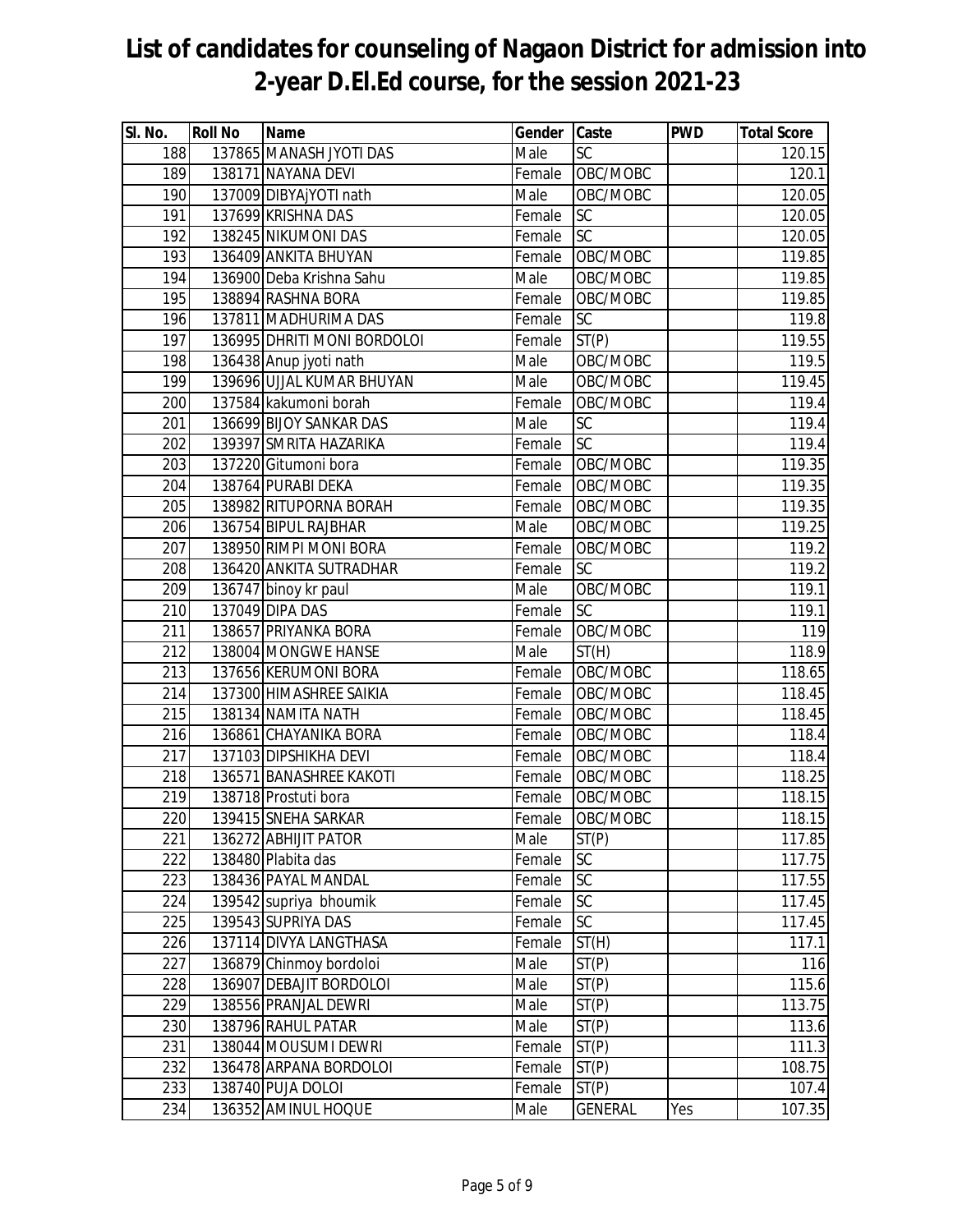# List of candidates for counseling of Nagaon District for admission into 2-year D.El.Ed course, for the session 2021-23

| Sl. No. | Roll No | Name | Gender | Caste | PWD | Total Score |
|---|---|---|---|---|---|---|
| 188 | 137865 | MANASH JYOTI DAS | Male | SC | | 120.15 |
| 189 | 138171 | NAYANA DEVI | Female | OBC/MOBC | | 120.1 |
| 190 | 137009 | DIBYAjYOTI nath | Male | OBC/MOBC | | 120.05 |
| 191 | 137699 | KRISHNA DAS | Female | SC | | 120.05 |
| 192 | 138245 | NIKUMONI DAS | Female | SC | | 120.05 |
| 193 | 136409 | ANKITA BHUYAN | Female | OBC/MOBC | | 119.85 |
| 194 | 136900 | Deba Krishna Sahu | Male | OBC/MOBC | | 119.85 |
| 195 | 138894 | RASHNA BORA | Female | OBC/MOBC | | 119.85 |
| 196 | 137811 | MADHURIMA DAS | Female | SC | | 119.8 |
| 197 | 136995 | DHRITI MONI BORDOLOI | Female | ST(P) | | 119.55 |
| 198 | 136438 | Anup jyoti nath | Male | OBC/MOBC | | 119.5 |
| 199 | 139696 | UJJAL KUMAR BHUYAN | Male | OBC/MOBC | | 119.45 |
| 200 | 137584 | kakumoni borah | Female | OBC/MOBC | | 119.4 |
| 201 | 136699 | BIJOY SANKAR DAS | Male | SC | | 119.4 |
| 202 | 139397 | SMRITA HAZARIKA | Female | SC | | 119.4 |
| 203 | 137220 | Gitumoni bora | Female | OBC/MOBC | | 119.35 |
| 204 | 138764 | PURABI DEKA | Female | OBC/MOBC | | 119.35 |
| 205 | 138982 | RITUPORNA BORAH | Female | OBC/MOBC | | 119.35 |
| 206 | 136754 | BIPUL RAJBHAR | Male | OBC/MOBC | | 119.25 |
| 207 | 138950 | RIMPI MONI BORA | Female | OBC/MOBC | | 119.2 |
| 208 | 136420 | ANKITA SUTRADHAR | Female | SC | | 119.2 |
| 209 | 136747 | binoy kr paul | Male | OBC/MOBC | | 119.1 |
| 210 | 137049 | DIPA DAS | Female | SC | | 119.1 |
| 211 | 138657 | PRIYANKA BORA | Female | OBC/MOBC | | 119 |
| 212 | 138004 | MONGWE HANSE | Male | ST(H) | | 118.9 |
| 213 | 137656 | KERUMONI BORA | Female | OBC/MOBC | | 118.65 |
| 214 | 137300 | HIMASHREE SAIKIA | Female | OBC/MOBC | | 118.45 |
| 215 | 138134 | NAMITA NATH | Female | OBC/MOBC | | 118.45 |
| 216 | 136861 | CHAYANIKA BORA | Female | OBC/MOBC | | 118.4 |
| 217 | 137103 | DIPSHIKHA DEVI | Female | OBC/MOBC | | 118.4 |
| 218 | 136571 | BANASHREE KAKOTI | Female | OBC/MOBC | | 118.25 |
| 219 | 138718 | Prostuti bora | Female | OBC/MOBC | | 118.15 |
| 220 | 139415 | SNEHA SARKAR | Female | OBC/MOBC | | 118.15 |
| 221 | 136272 | ABHIJIT PATOR | Male | ST(P) | | 117.85 |
| 222 | 138480 | Plabita das | Female | SC | | 117.75 |
| 223 | 138436 | PAYAL MANDAL | Female | SC | | 117.55 |
| 224 | 139542 | supriya bhoumik | Female | SC | | 117.45 |
| 225 | 139543 | SUPRIYA DAS | Female | SC | | 117.45 |
| 226 | 137114 | DIVYA LANGTHASA | Female | ST(H) | | 117.1 |
| 227 | 136879 | Chinmoy bordoloi | Male | ST(P) | | 116 |
| 228 | 136907 | DEBAJIT BORDOLOI | Male | ST(P) | | 115.6 |
| 229 | 138556 | PRANJAL DEWRI | Male | ST(P) | | 113.75 |
| 230 | 138796 | RAHUL PATAR | Male | ST(P) | | 113.6 |
| 231 | 138044 | MOUSUMI DEWRI | Female | ST(P) | | 111.3 |
| 232 | 136478 | ARPANA BORDOLOI | Female | ST(P) | | 108.75 |
| 233 | 138740 | PUJA DOLOI | Female | ST(P) | | 107.4 |
| 234 | 136352 | AMINUL HOQUE | Male | GENERAL | Yes | 107.35 |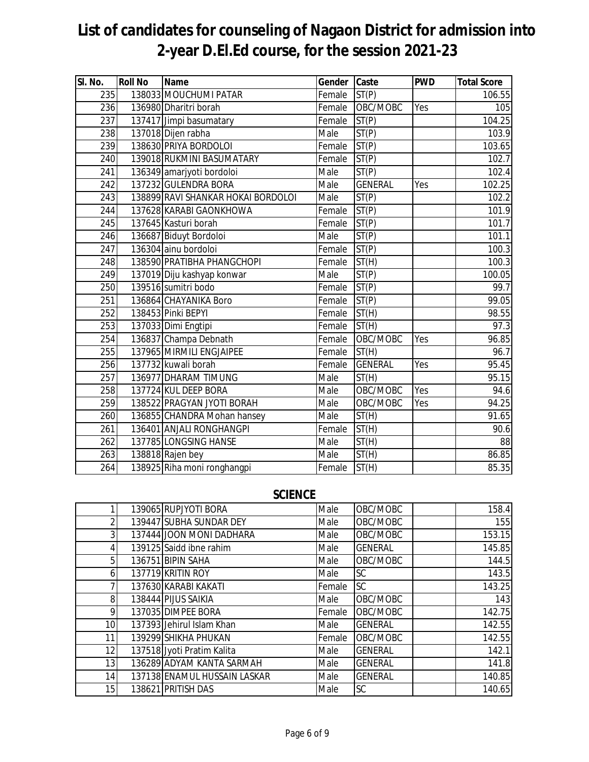# List of candidates for counseling of Nagaon District for admission into 2-year D.El.Ed course, for the session 2021-23

| Sl. No. | Roll No | Name | Gender | Caste | PWD | Total Score |
|---|---|---|---|---|---|---|
| 235 | 138033 | MOUCHUMI PATAR | Female | ST(P) | | 106.55 |
| 236 | 136980 | Dharitri borah | Female | OBC/MOBC | Yes | 105 |
| 237 | 137417 | Jimpi basumatary | Female | ST(P) | | 104.25 |
| 238 | 137018 | Dijen rabha | Male | ST(P) | | 103.9 |
| 239 | 138630 | PRIYA BORDOLOI | Female | ST(P) | | 103.65 |
| 240 | 139018 | RUKMINI BASUMATARY | Female | ST(P) | | 102.7 |
| 241 | 136349 | amarjyoti bordoloi | Male | ST(P) | | 102.4 |
| 242 | 137232 | GULENDRA BORA | Male | GENERAL | Yes | 102.25 |
| 243 | 138899 | RAVI SHANKAR HOKAI BORDOLOI | Male | ST(P) | | 102.2 |
| 244 | 137628 | KARABI GAONKHOWA | Female | ST(P) | | 101.9 |
| 245 | 137645 | Kasturi borah | Female | ST(P) | | 101.7 |
| 246 | 136687 | Biduyt Bordoloi | Male | ST(P) | | 101.1 |
| 247 | 136304 | ainu bordoloi | Female | ST(P) | | 100.3 |
| 248 | 138590 | PRATIBHA PHANGCHOPI | Female | ST(H) | | 100.3 |
| 249 | 137019 | Diju kashyap konwar | Male | ST(P) | | 100.05 |
| 250 | 139516 | sumitri bodo | Female | ST(P) | | 99.7 |
| 251 | 136864 | CHAYANIKA Boro | Female | ST(P) | | 99.05 |
| 252 | 138453 | Pinki BEPYI | Female | ST(H) | | 98.55 |
| 253 | 137033 | Dimi Engtipi | Female | ST(H) | | 97.3 |
| 254 | 136837 | Champa Debnath | Female | OBC/MOBC | Yes | 96.85 |
| 255 | 137965 | MIRMILI ENGJAIPEE | Female | ST(H) | | 96.7 |
| 256 | 137732 | kuwali borah | Female | GENERAL | Yes | 95.45 |
| 257 | 136977 | DHARAM TIMUNG | Male | ST(H) | | 95.15 |
| 258 | 137724 | KUL DEEP BORA | Male | OBC/MOBC | Yes | 94.6 |
| 259 | 138522 | PRAGYAN JYOTI BORAH | Male | OBC/MOBC | Yes | 94.25 |
| 260 | 136855 | CHANDRA Mohan hansey | Male | ST(H) | | 91.65 |
| 261 | 136401 | ANJALI RONGHANGPI | Female | ST(H) | | 90.6 |
| 262 | 137785 | LONGSING HANSE | Male | ST(H) | | 88 |
| 263 | 138818 | Rajen bey | Male | ST(H) | | 86.85 |
| 264 | 138925 | Riha moni ronghangpi | Female | ST(H) | | 85.35 |

## SCIENCE

| Sl. No. | Roll No | Name | Gender | Caste | PWD | Total Score |
|---|---|---|---|---|---|---|
| 1 | 139065 | RUPJYOTI BORA | Male | OBC/MOBC | | 158.4 |
| 2 | 139447 | SUBHA SUNDAR DEY | Male | OBC/MOBC | | 155 |
| 3 | 137444 | JOON MONI DADHARA | Male | OBC/MOBC | | 153.15 |
| 4 | 139125 | Saidd ibne rahim | Male | GENERAL | | 145.85 |
| 5 | 136751 | BIPIN SAHA | Male | OBC/MOBC | | 144.5 |
| 6 | 137719 | KRITIN ROY | Male | SC | | 143.5 |
| 7 | 137630 | KARABI KAKATI | Female | SC | | 143.25 |
| 8 | 138444 | PIJUS SAIKIA | Male | OBC/MOBC | | 143 |
| 9 | 137035 | DIMPEE BORA | Female | OBC/MOBC | | 142.75 |
| 10 | 137393 | Jehirul Islam Khan | Male | GENERAL | | 142.55 |
| 11 | 139299 | SHIKHA PHUKAN | Female | OBC/MOBC | | 142.55 |
| 12 | 137518 | Jyoti Pratim Kalita | Male | GENERAL | | 142.1 |
| 13 | 136289 | ADYAM KANTA SARMAH | Male | GENERAL | | 141.8 |
| 14 | 137138 | ENAMUL HUSSAIN LASKAR | Male | GENERAL | | 140.85 |
| 15 | 138621 | PRITISH DAS | Male | SC | | 140.65 |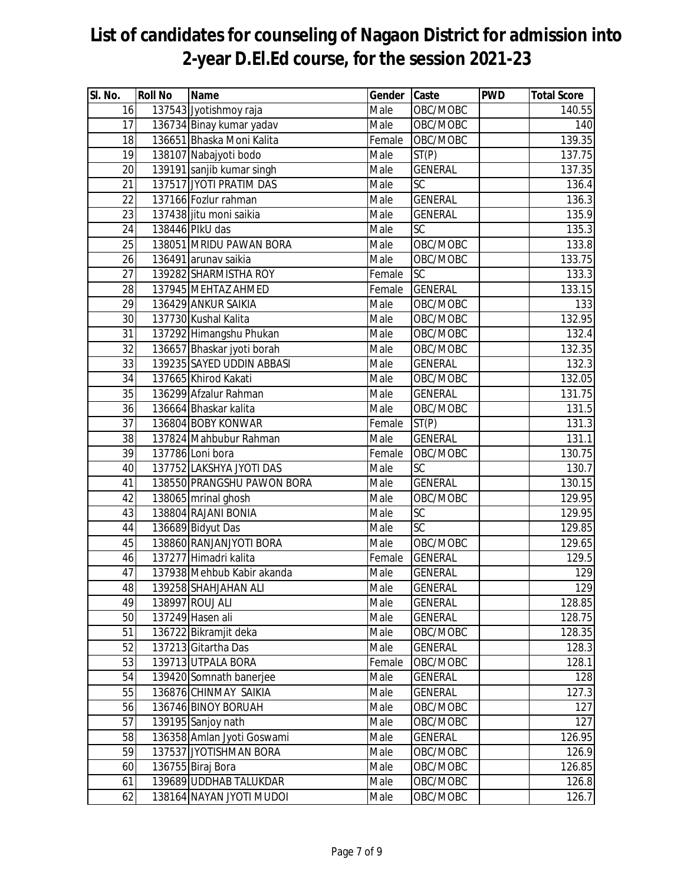# List of candidates for counseling of Nagaon District for admission into 2-year D.El.Ed course, for the session 2021-23

| Sl. No. | Roll No | Name | Gender | Caste | PWD | Total Score |
|---|---|---|---|---|---|---|
| 16 | 137543 | Jyotishmoy raja | Male | OBC/MOBC | | 140.55 |
| 17 | 136734 | Binay kumar yadav | Male | OBC/MOBC | | 140 |
| 18 | 136651 | Bhaska Moni Kalita | Female | OBC/MOBC | | 139.35 |
| 19 | 138107 | Nabajyoti bodo | Male | ST(P) | | 137.75 |
| 20 | 139191 | sanjib kumar singh | Male | GENERAL | | 137.35 |
| 21 | 137517 | JYOTI PRATIM DAS | Male | SC | | 136.4 |
| 22 | 137166 | Fozlur rahman | Male | GENERAL | | 136.3 |
| 23 | 137438 | jitu moni saikia | Male | GENERAL | | 135.9 |
| 24 | 138446 | PIkU das | Male | SC | | 135.3 |
| 25 | 138051 | MRIDU PAWAN BORA | Male | OBC/MOBC | | 133.8 |
| 26 | 136491 | arunav saikia | Male | OBC/MOBC | | 133.75 |
| 27 | 139282 | SHARMISTHA ROY | Female | SC | | 133.3 |
| 28 | 137945 | MEHTAZ AHMED | Female | GENERAL | | 133.15 |
| 29 | 136429 | ANKUR SAIKIA | Male | OBC/MOBC | | 133 |
| 30 | 137730 | Kushal Kalita | Male | OBC/MOBC | | 132.95 |
| 31 | 137292 | Himangshu Phukan | Male | OBC/MOBC | | 132.4 |
| 32 | 136657 | Bhaskar jyoti borah | Male | OBC/MOBC | | 132.35 |
| 33 | 139235 | SAYED UDDIN ABBASI | Male | GENERAL | | 132.3 |
| 34 | 137665 | Khirod Kakati | Male | OBC/MOBC | | 132.05 |
| 35 | 136299 | Afzalur Rahman | Male | GENERAL | | 131.75 |
| 36 | 136664 | Bhaskar kalita | Male | OBC/MOBC | | 131.5 |
| 37 | 136804 | BOBY KONWAR | Female | ST(P) | | 131.3 |
| 38 | 137824 | Mahbubur Rahman | Male | GENERAL | | 131.1 |
| 39 | 137786 | Loni bora | Female | OBC/MOBC | | 130.75 |
| 40 | 137752 | LAKSHYA JYOTI DAS | Male | SC | | 130.7 |
| 41 | 138550 | PRANGSHU PAWON BORA | Male | GENERAL | | 130.15 |
| 42 | 138065 | mrinal ghosh | Male | OBC/MOBC | | 129.95 |
| 43 | 138804 | RAJANI BONIA | Male | SC | | 129.95 |
| 44 | 136689 | Bidyut Das | Male | SC | | 129.85 |
| 45 | 138860 | RANJANJYOTI BORA | Male | OBC/MOBC | | 129.65 |
| 46 | 137277 | Himadri kalita | Female | GENERAL | | 129.5 |
| 47 | 137938 | Mehbub Kabir akanda | Male | GENERAL | | 129 |
| 48 | 139258 | SHAHJAHAN ALI | Male | GENERAL | | 129 |
| 49 | 138997 | ROUJ ALI | Male | GENERAL | | 128.85 |
| 50 | 137249 | Hasen ali | Male | GENERAL | | 128.75 |
| 51 | 136722 | Bikramjit deka | Male | OBC/MOBC | | 128.35 |
| 52 | 137213 | Gitartha Das | Male | GENERAL | | 128.3 |
| 53 | 139713 | UTPALA BORA | Female | OBC/MOBC | | 128.1 |
| 54 | 139420 | Somnath banerjee | Male | GENERAL | | 128 |
| 55 | 136876 | CHINMAY SAIKIA | Male | GENERAL | | 127.3 |
| 56 | 136746 | BINOY BORUAH | Male | OBC/MOBC | | 127 |
| 57 | 139195 | Sanjoy nath | Male | OBC/MOBC | | 127 |
| 58 | 136358 | Amlan Jyoti Goswami | Male | GENERAL | | 126.95 |
| 59 | 137537 | JYOTISHMAN BORA | Male | OBC/MOBC | | 126.9 |
| 60 | 136755 | Biraj Bora | Male | OBC/MOBC | | 126.85 |
| 61 | 139689 | UDDHAB TALUKDAR | Male | OBC/MOBC | | 126.8 |
| 62 | 138164 | NAYAN JYOTI MUDOI | Male | OBC/MOBC | | 126.7 |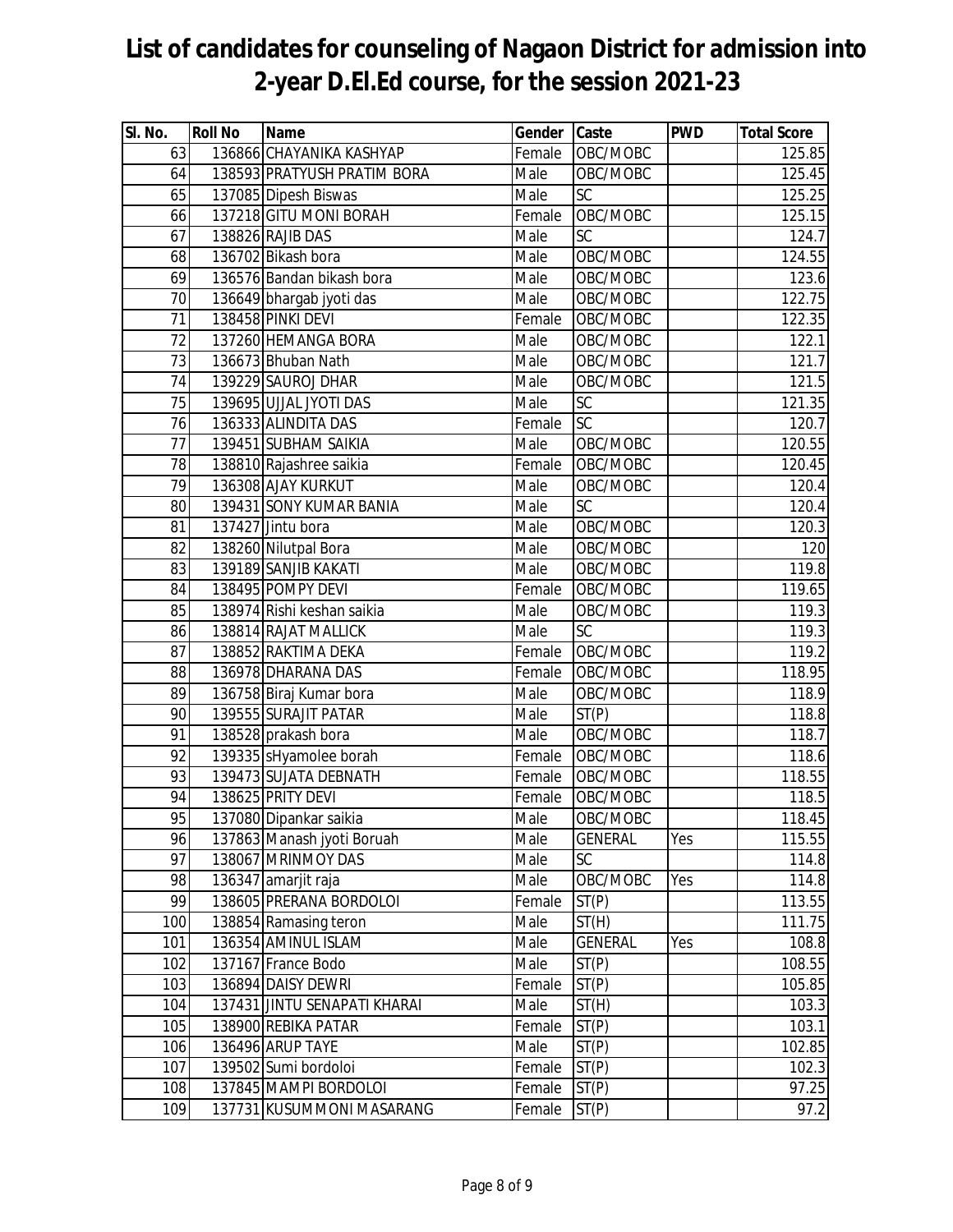# List of candidates for counseling of Nagaon District for admission into 2-year D.El.Ed course, for the session 2021-23

| Sl. No. | Roll No | Name | Gender | Caste | PWD | Total Score |
|---|---|---|---|---|---|---|
| 63 | 136866 | CHAYANIKA KASHYAP | Female | OBC/MOBC | | 125.85 |
| 64 | 138593 | PRATYUSH PRATIM BORA | Male | OBC/MOBC | | 125.45 |
| 65 | 137085 | Dipesh Biswas | Male | SC | | 125.25 |
| 66 | 137218 | GITU MONI BORAH | Female | OBC/MOBC | | 125.15 |
| 67 | 138826 | RAJIB DAS | Male | SC | | 124.7 |
| 68 | 136702 | Bikash bora | Male | OBC/MOBC | | 124.55 |
| 69 | 136576 | Bandan bikash bora | Male | OBC/MOBC | | 123.6 |
| 70 | 136649 | bhargab jyoti das | Male | OBC/MOBC | | 122.75 |
| 71 | 138458 | PINKI DEVI | Female | OBC/MOBC | | 122.35 |
| 72 | 137260 | HEMANGA BORA | Male | OBC/MOBC | | 122.1 |
| 73 | 136673 | Bhuban Nath | Male | OBC/MOBC | | 121.7 |
| 74 | 139229 | SAUROJ DHAR | Male | OBC/MOBC | | 121.5 |
| 75 | 139695 | UJJAL JYOTI DAS | Male | SC | | 121.35 |
| 76 | 136333 | ALINDITA DAS | Female | SC | | 120.7 |
| 77 | 139451 | SUBHAM SAIKIA | Male | OBC/MOBC | | 120.55 |
| 78 | 138810 | Rajashree saikia | Female | OBC/MOBC | | 120.45 |
| 79 | 136308 | AJAY KURKUT | Male | OBC/MOBC | | 120.4 |
| 80 | 139431 | SONY KUMAR BANIA | Male | SC | | 120.4 |
| 81 | 137427 | Jintu bora | Male | OBC/MOBC | | 120.3 |
| 82 | 138260 | Nilutpal Bora | Male | OBC/MOBC | | 120 |
| 83 | 139189 | SANJIB KAKATI | Male | OBC/MOBC | | 119.8 |
| 84 | 138495 | POMPY DEVI | Female | OBC/MOBC | | 119.65 |
| 85 | 138974 | Rishi keshan saikia | Male | OBC/MOBC | | 119.3 |
| 86 | 138814 | RAJAT MALLICK | Male | SC | | 119.3 |
| 87 | 138852 | RAKTIMA DEKA | Female | OBC/MOBC | | 119.2 |
| 88 | 136978 | DHARANA DAS | Female | OBC/MOBC | | 118.95 |
| 89 | 136758 | Biraj Kumar bora | Male | OBC/MOBC | | 118.9 |
| 90 | 139555 | SURAJIT PATAR | Male | ST(P) | | 118.8 |
| 91 | 138528 | prakash bora | Male | OBC/MOBC | | 118.7 |
| 92 | 139335 | sHyamolee borah | Female | OBC/MOBC | | 118.6 |
| 93 | 139473 | SUJATA DEBNATH | Female | OBC/MOBC | | 118.55 |
| 94 | 138625 | PRITY DEVI | Female | OBC/MOBC | | 118.5 |
| 95 | 137080 | Dipankar saikia | Male | OBC/MOBC | | 118.45 |
| 96 | 137863 | Manash jyoti Boruah | Male | GENERAL | Yes | 115.55 |
| 97 | 138067 | MRINMOY DAS | Male | SC | | 114.8 |
| 98 | 136347 | amarjit raja | Male | OBC/MOBC | Yes | 114.8 |
| 99 | 138605 | PRERANA BORDOLOI | Female | ST(P) | | 113.55 |
| 100 | 138854 | Ramasing teron | Male | ST(H) | | 111.75 |
| 101 | 136354 | AMINUL ISLAM | Male | GENERAL | Yes | 108.8 |
| 102 | 137167 | France Bodo | Male | ST(P) | | 108.55 |
| 103 | 136894 | DAISY DEWRI | Female | ST(P) | | 105.85 |
| 104 | 137431 | JINTU SENAPATI KHARAI | Male | ST(H) | | 103.3 |
| 105 | 138900 | REBIKA PATAR | Female | ST(P) | | 103.1 |
| 106 | 136496 | ARUP TAYE | Male | ST(P) | | 102.85 |
| 107 | 139502 | Sumi bordoloi | Female | ST(P) | | 102.3 |
| 108 | 137845 | MAMPI BORDOLOI | Female | ST(P) | | 97.25 |
| 109 | 137731 | KUSUMMONI MASARANG | Female | ST(P) | | 97.2 |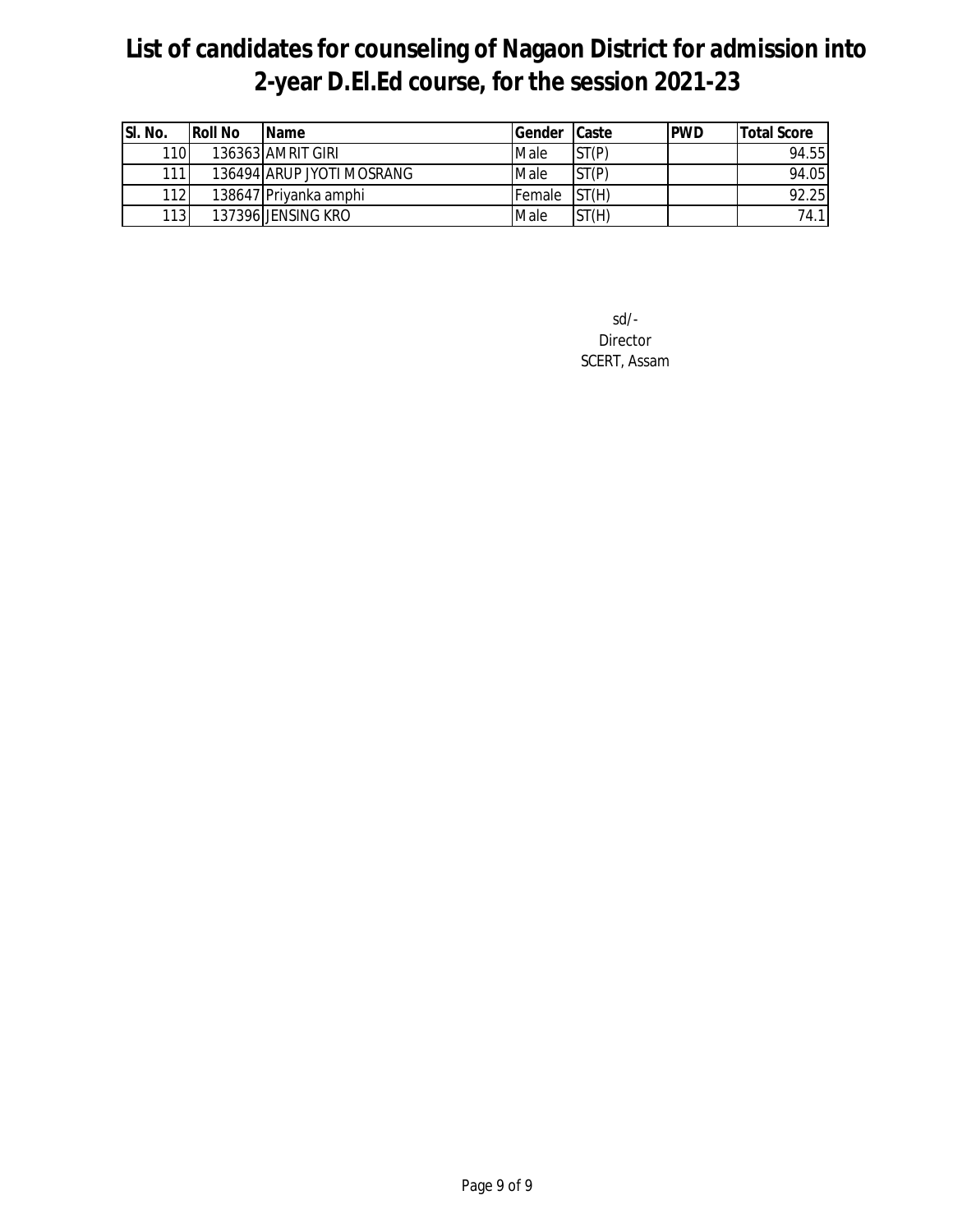# List of candidates for counseling of Nagaon District for admission into 2-year D.El.Ed course, for the session 2021-23

| Sl. No. | Roll No | Name | Gender | Caste | PWD | Total Score |
|---|---|---|---|---|---|---|
| 110 | 136363 | AMRIT GIRI | Male | ST(P) | | 94.55 |
| 111 | 136494 | ARUP JYOTI MOSRANG | Male | ST(P) | | 94.05 |
| 112 | 138647 | Priyanka amphi | Female | ST(H) | | 92.25 |
| 113 | 137396 | JENSING KRO | Male | ST(H) | | 74.1 |

sd/-
Director
SCERT, Assam